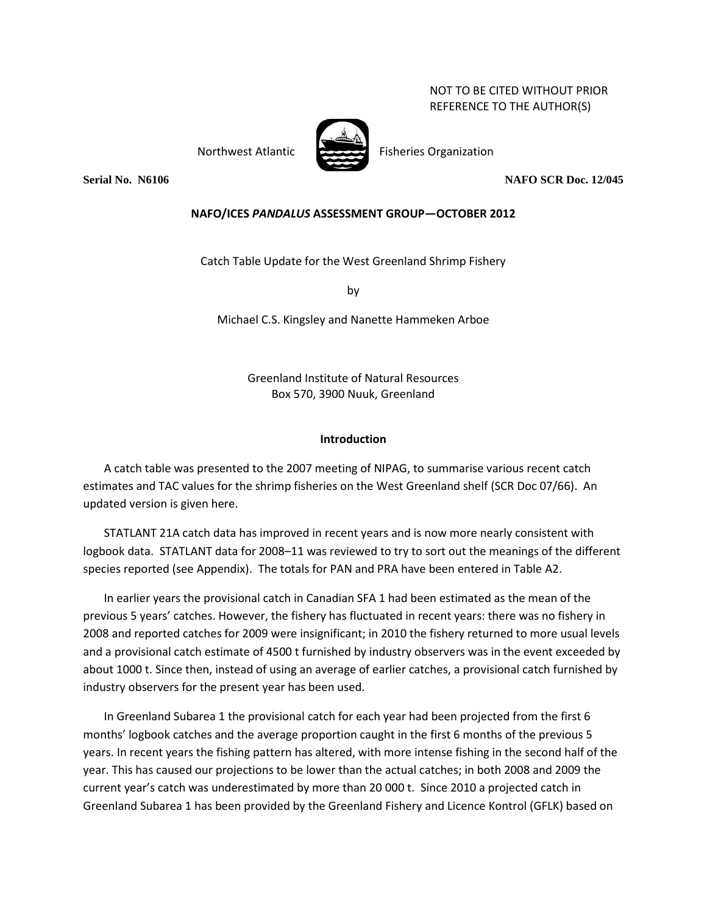NOT TO BE CITED WITHOUT PRIOR REFERENCE TO THE AUTHOR(S)

Northwest Atlantic Fisheries Organization

**Serial No. N6106** **NAFO SCR Doc. 12/045**

**NAFO/ICES *PANDALUS* ASSESSMENT GROUP—OCTOBER 2012**

Catch Table Update for the West Greenland Shrimp Fishery

by

Michael C.S. Kingsley and Nanette Hammeken Arboe

Greenland Institute of Natural Resources
Box 570, 3900 Nuuk, Greenland

## Introduction

A catch table was presented to the 2007 meeting of NIPAG, to summarise various recent catch estimates and TAC values for the shrimp fisheries on the West Greenland shelf (SCR Doc 07/66). An updated version is given here.

STATLANT 21A catch data has improved in recent years and is now more nearly consistent with logbook data. STATLANT data for 2008–11 was reviewed to try to sort out the meanings of the different species reported (see Appendix). The totals for PAN and PRA have been entered in Table A2.

In earlier years the provisional catch in Canadian SFA 1 had been estimated as the mean of the previous 5 years' catches. However, the fishery has fluctuated in recent years: there was no fishery in 2008 and reported catches for 2009 were insignificant; in 2010 the fishery returned to more usual levels and a provisional catch estimate of 4500 t furnished by industry observers was in the event exceeded by about 1000 t. Since then, instead of using an average of earlier catches, a provisional catch furnished by industry observers for the present year has been used.

In Greenland Subarea 1 the provisional catch for each year had been projected from the first 6 months' logbook catches and the average proportion caught in the first 6 months of the previous 5 years. In recent years the fishing pattern has altered, with more intense fishing in the second half of the year. This has caused our projections to be lower than the actual catches; in both 2008 and 2009 the current year's catch was underestimated by more than 20 000 t. Since 2010 a projected catch in Greenland Subarea 1 has been provided by the Greenland Fishery and Licence Kontrol (GFLK) based on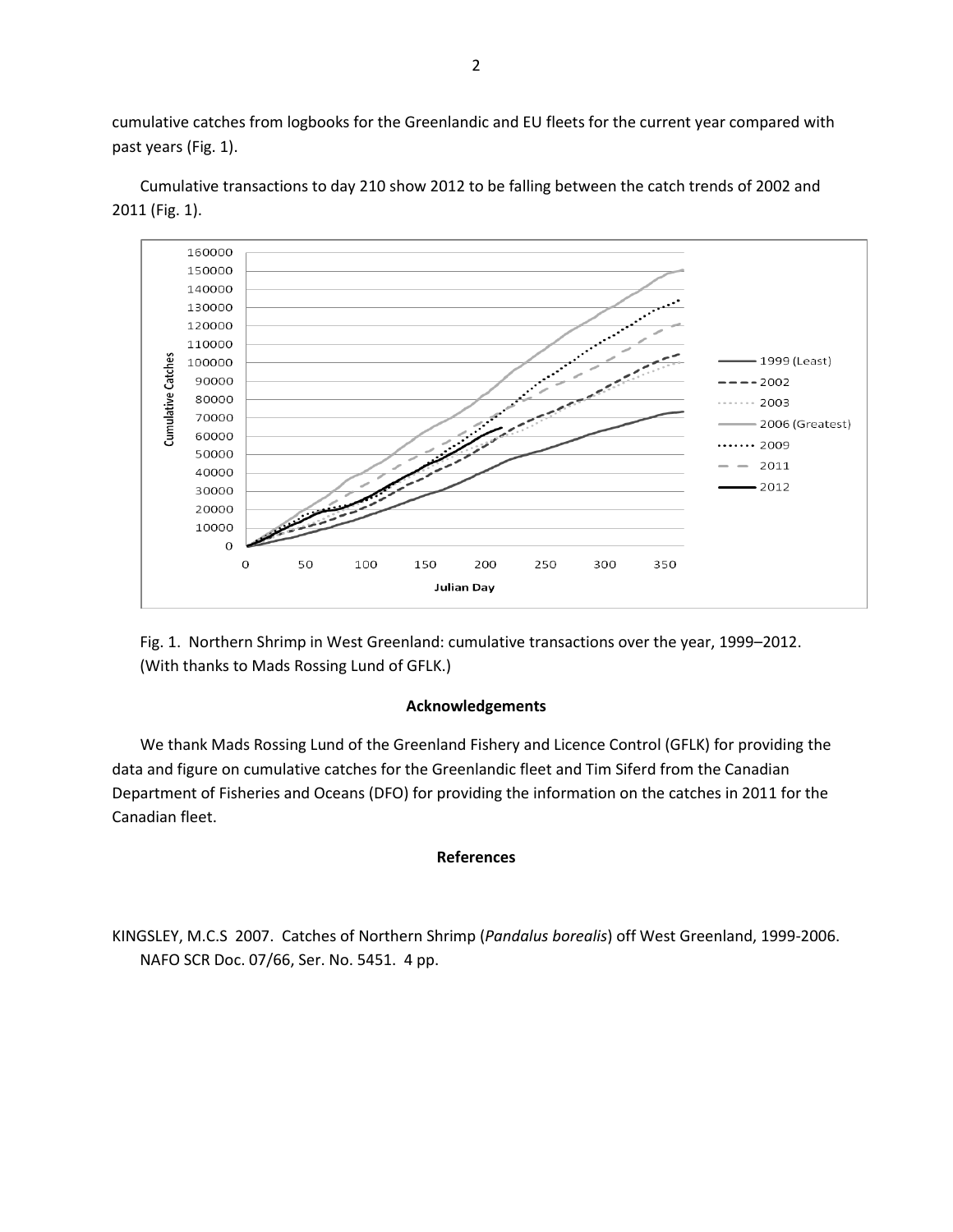cumulative catches from logbooks for the Greenlandic and EU fleets for the current year compared with past years (Fig. 1).

Cumulative transactions to day 210 show 2012 to be falling between the catch trends of 2002 and 2011 (Fig. 1).

Fig. 1. Northern Shrimp in West Greenland: cumulative transactions over the year, 1999–2012. (With thanks to Mads Rossing Lund of GFLK.)

## Acknowledgements

We thank Mads Rossing Lund of the Greenland Fishery and Licence Control (GFLK) for providing the data and figure on cumulative catches for the Greenlandic fleet and Tim Siferd from the Canadian Department of Fisheries and Oceans (DFO) for providing the information on the catches in 2011 for the Canadian fleet.

## References

KINGSLEY, M.C.S 2007. Catches of Northern Shrimp (*Pandalus borealis*) off West Greenland, 1999-2006. NAFO SCR Doc. 07/66, Ser. No. 5451. 4 pp.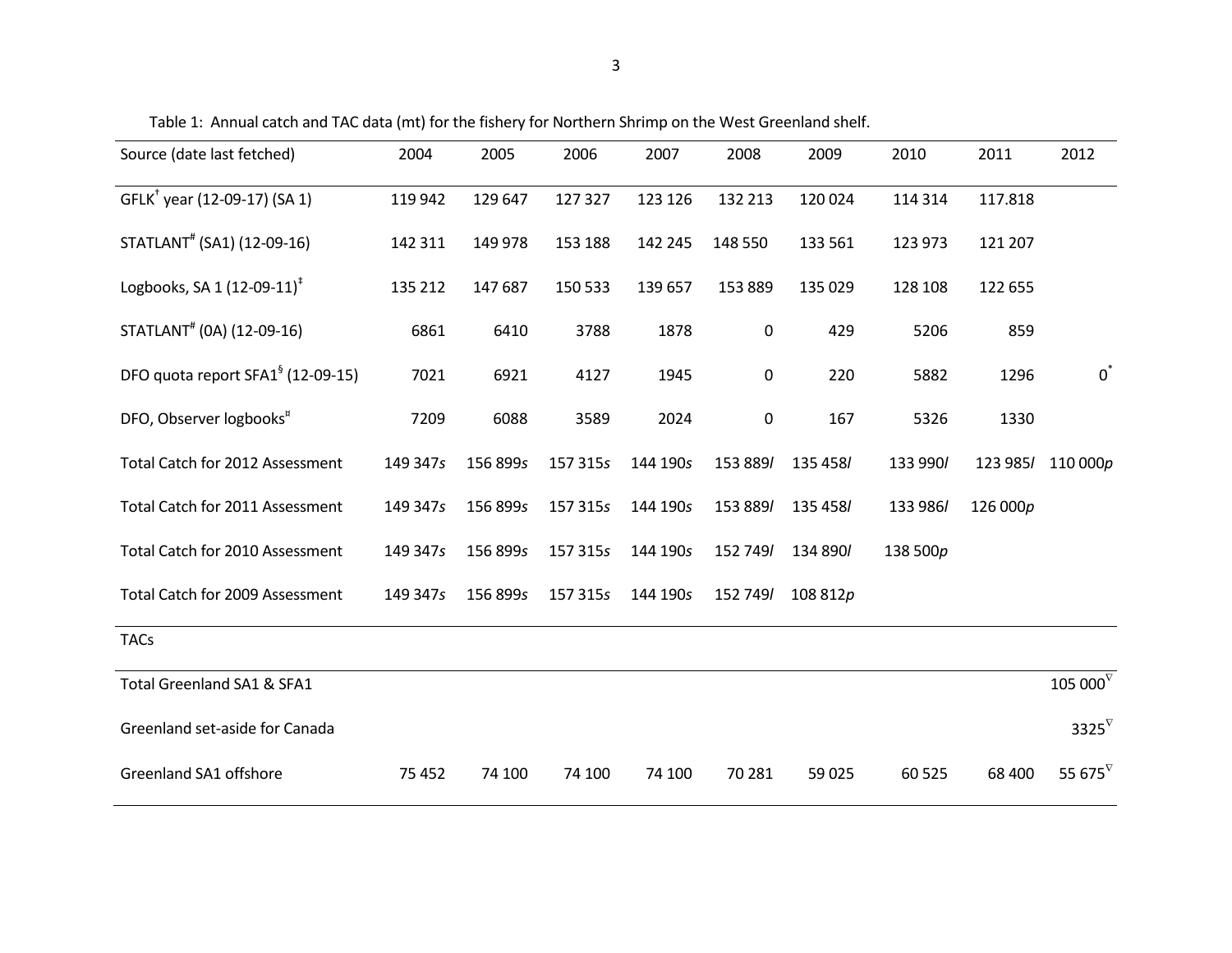Table 1: Annual catch and TAC data (mt) for the fishery for Northern Shrimp on the West Greenland shelf.

| Source (date last fetched) | 2004 | 2005 | 2006 | 2007 | 2008 | 2009 | 2010 | 2011 | 2012 |
|---|---|---|---|---|---|---|---|---|---|
| GFLK[†] year (12-09-17) (SA 1) | 119 942 | 129 647 | 127 327 | 123 126 | 132 213 | 120 024 | 114 314 | 117.818 | |
| STATLANT[#] (SA1) (12-09-16) | 142 311 | 149 978 | 153 188 | 142 245 | 148 550 | 133 561 | 123 973 | 121 207 | |
| Logbooks, SA 1 (12-09-11)[‡] | 135 212 | 147 687 | 150 533 | 139 657 | 153 889 | 135 029 | 128 108 | 122 655 | |
| STATLANT[#] (0A) (12-09-16) | 6861 | 6410 | 3788 | 1878 | 0 | 429 | 5206 | 859 | |
| DFO quota report SFA1[§] (12-09-15) | 7021 | 6921 | 4127 | 1945 | 0 | 220 | 5882 | 1296 | 0[*] |
| DFO, Observer logbooks[¤] | 7209 | 6088 | 3589 | 2024 | 0 | 167 | 5326 | 1330 | |
| Total Catch for 2012 Assessment | 149 347*s* | 156 899*s* | 157 315*s* | 144 190*s* | 153 889*l* | 135 458*l* | 133 990*l* | 123 985*l* | 110 000*p* |
| Total Catch for 2011 Assessment | 149 347*s* | 156 899*s* | 157 315*s* | 144 190*s* | 153 889*l* | 135 458*l* | 133 986*l* | 126 000*p* | |
| Total Catch for 2010 Assessment | 149 347*s* | 156 899*s* | 157 315*s* | 144 190*s* | 152 749*l* | 134 890*l* | 138 500*p* | | |
| Total Catch for 2009 Assessment | 149 347*s* | 156 899*s* | 157 315*s* | 144 190*s* | 152 749*l* | 108 812*p* | | | |
| TACs | | | | | | | | | |
| Total Greenland SA1 & SFA1 | | | | | | | | | 105 000[∇] |
| Greenland set-aside for Canada | | | | | | | | | 3325[∇] |
| Greenland SA1 offshore | 75 452 | 74 100 | 74 100 | 74 100 | 70 281 | 59 025 | 60 525 | 68 400 | 55 675[∇] |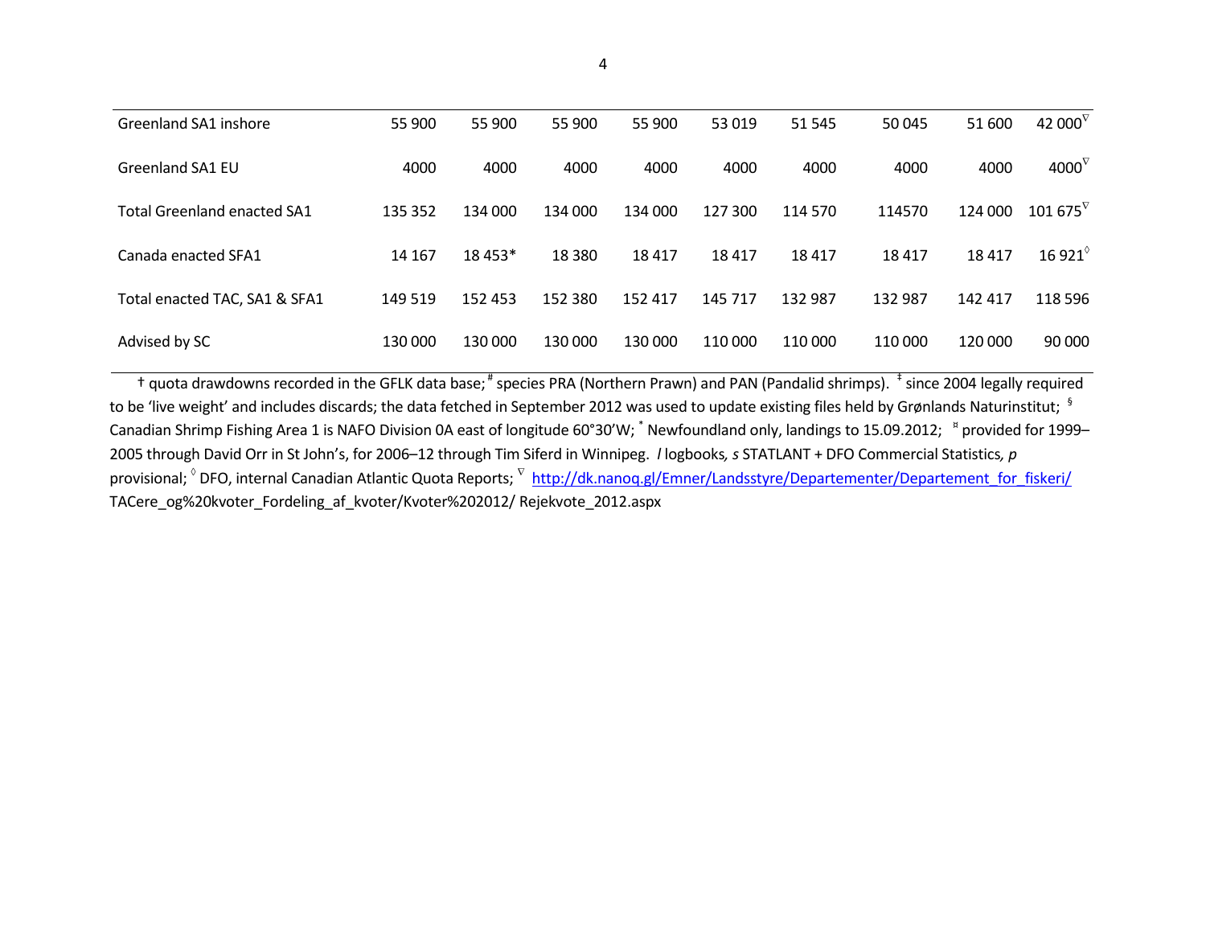| | | | | | | | | | |
|---|---|---|---|---|---|---|---|---|---|
| Greenland SA1 inshore | 55 900 | 55 900 | 55 900 | 55 900 | 53 019 | 51 545 | 50 045 | 51 600 | 42 000[∇] |
| Greenland SA1 EU | 4000 | 4000 | 4000 | 4000 | 4000 | 4000 | 4000 | 4000 | 4000[∇] |
| Total Greenland enacted SA1 | 135 352 | 134 000 | 134 000 | 134 000 | 127 300 | 114 570 | 114570 | 124 000 | 101 675[∇] |
| Canada enacted SFA1 | 14 167 | 18 453* | 18 380 | 18 417 | 18 417 | 18 417 | 18 417 | 18 417 | 16 921[◊] |
| Total enacted TAC, SA1 & SFA1 | 149 519 | 152 453 | 152 380 | 152 417 | 145 717 | 132 987 | 132 987 | 142 417 | 118 596 |
| Advised by SC | 130 000 | 130 000 | 130 000 | 130 000 | 110 000 | 110 000 | 110 000 | 120 000 | 90 000 |

† quota drawdowns recorded in the GFLK data base; [#] species PRA (Northern Prawn) and PAN (Pandalid shrimps). [‡] since 2004 legally required to be 'live weight' and includes discards; the data fetched in September 2012 was used to update existing files held by Grønlands Naturinstitut; [§] Canadian Shrimp Fishing Area 1 is NAFO Division 0A east of longitude 60°30'W; [*] Newfoundland only, landings to 15.09.2012; [¤] provided for 1999–2005 through David Orr in St John's, for 2006–12 through Tim Siferd in Winnipeg. *l* logbooks, *s* STATLANT + DFO Commercial Statistics, *p* provisional; [◊] DFO, internal Canadian Atlantic Quota Reports; [∇] http://dk.nanoq.gl/Emner/Landsstyre/Departementer/Departement_for_fiskeri/TACere_og%20kvoter_Fordeling_af_kvoter/Kvoter%202012/ Rejekvote_2012.aspx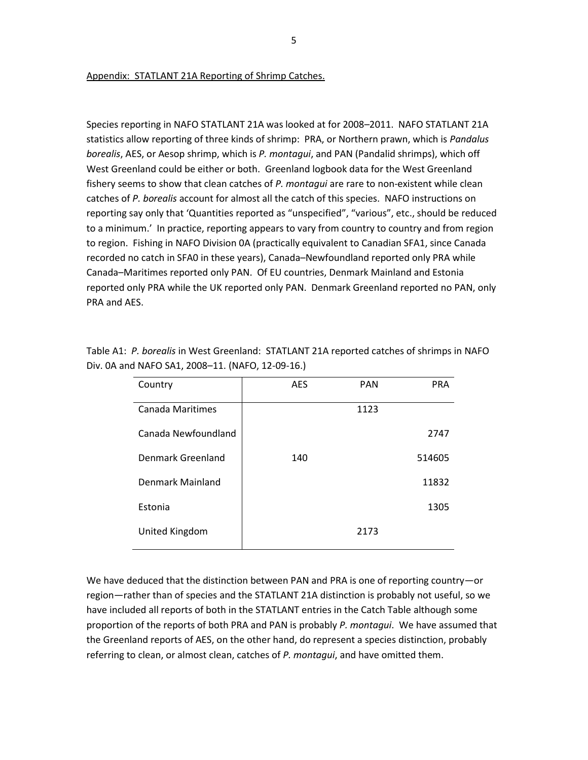Appendix: STATLANT 21A Reporting of Shrimp Catches.

Species reporting in NAFO STATLANT 21A was looked at for 2008–2011. NAFO STATLANT 21A statistics allow reporting of three kinds of shrimp: PRA, or Northern prawn, which is *Pandalus borealis*, AES, or Aesop shrimp, which is *P. montagui*, and PAN (Pandalid shrimps), which off West Greenland could be either or both. Greenland logbook data for the West Greenland fishery seems to show that clean catches of *P. montagui* are rare to non-existent while clean catches of *P. borealis* account for almost all the catch of this species. NAFO instructions on reporting say only that 'Quantities reported as "unspecified", "various", etc., should be reduced to a minimum.' In practice, reporting appears to vary from country to country and from region to region. Fishing in NAFO Division 0A (practically equivalent to Canadian SFA1, since Canada recorded no catch in SFA0 in these years), Canada–Newfoundland reported only PRA while Canada–Maritimes reported only PAN. Of EU countries, Denmark Mainland and Estonia reported only PRA while the UK reported only PAN. Denmark Greenland reported no PAN, only PRA and AES.

Table A1: *P. borealis* in West Greenland: STATLANT 21A reported catches of shrimps in NAFO Div. 0A and NAFO SA1, 2008–11. (NAFO, 12-09-16.)

| Country | AES | PAN | PRA |
|---|---|---|---|
| Canada Maritimes | | 1123 | |
| Canada Newfoundland | | | 2747 |
| Denmark Greenland | 140 | | 514605 |
| Denmark Mainland | | | 11832 |
| Estonia | | | 1305 |
| United Kingdom | | 2173 | |

We have deduced that the distinction between PAN and PRA is one of reporting country—or region—rather than of species and the STATLANT 21A distinction is probably not useful, so we have included all reports of both in the STATLANT entries in the Catch Table although some proportion of the reports of both PRA and PAN is probably *P. montagui*. We have assumed that the Greenland reports of AES, on the other hand, do represent a species distinction, probably referring to clean, or almost clean, catches of *P. montagui*, and have omitted them.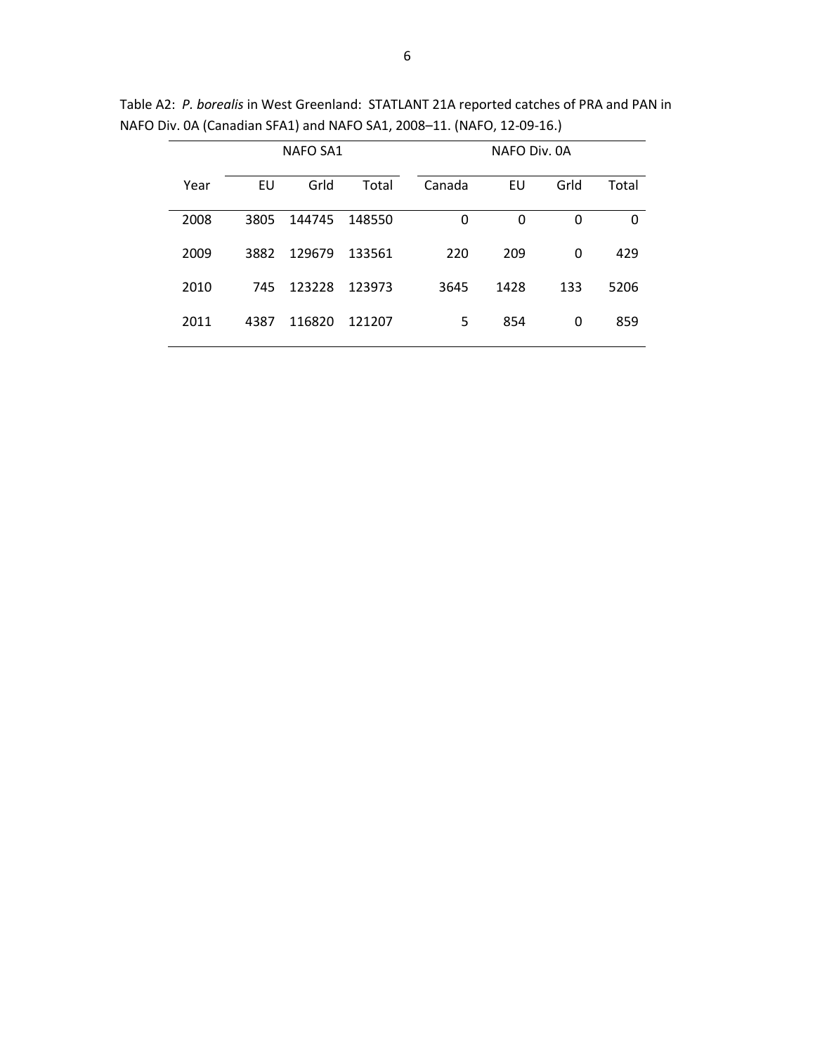Table A2: *P. borealis* in West Greenland: STATLANT 21A reported catches of PRA and PAN in NAFO Div. 0A (Canadian SFA1) and NAFO SA1, 2008–11. (NAFO, 12-09-16.)

| | NAFO SA1 | | | NAFO Div. 0A | | | |
|---|---|---|---|---|---|---|---|
| Year | EU | Grld | Total | Canada | EU | Grld | Total |
| 2008 | 3805 | 144745 | 148550 | 0 | 0 | 0 | 0 |
| 2009 | 3882 | 129679 | 133561 | 220 | 209 | 0 | 429 |
| 2010 | 745 | 123228 | 123973 | 3645 | 1428 | 133 | 5206 |
| 2011 | 4387 | 116820 | 121207 | 5 | 854 | 0 | 859 |